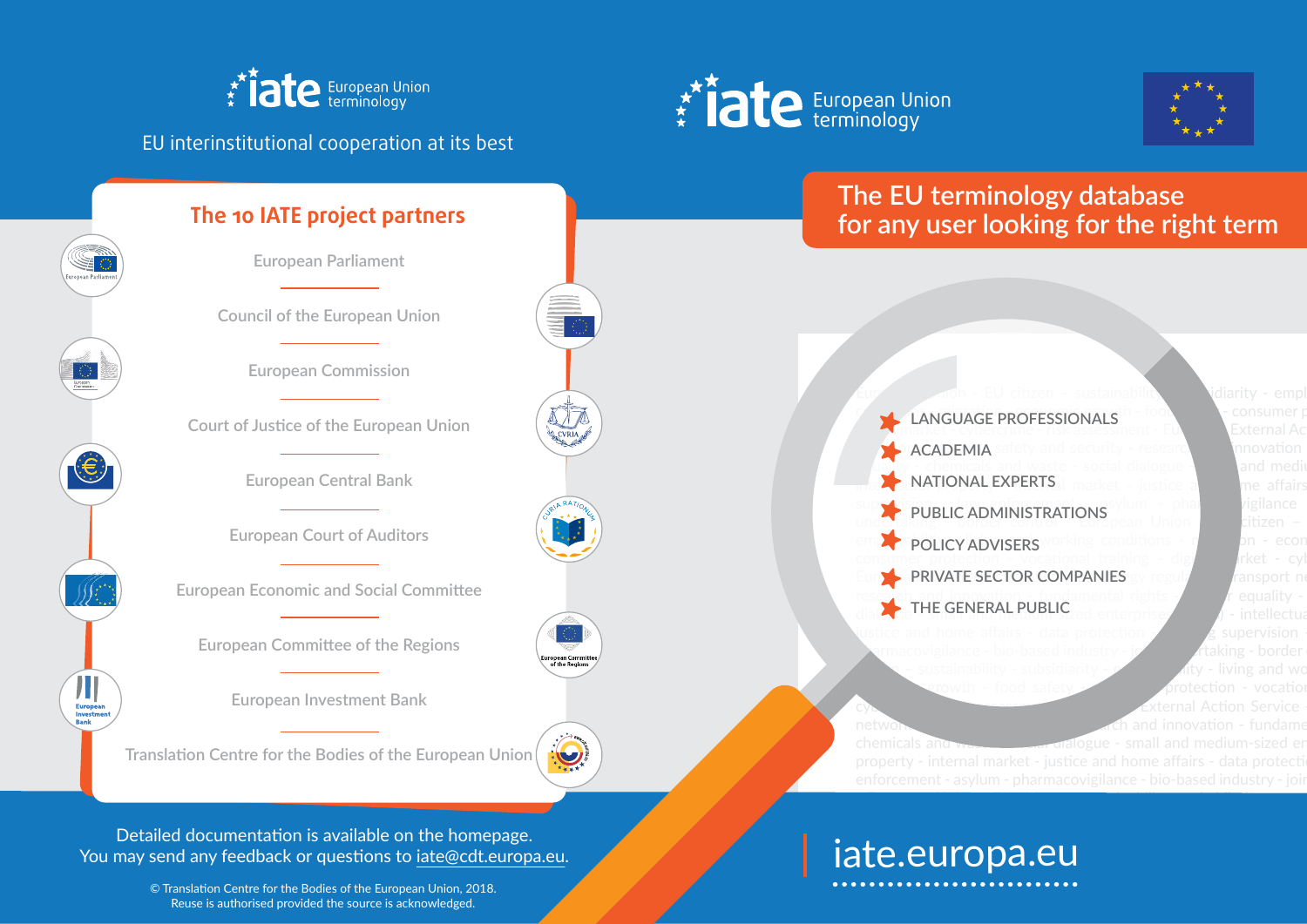# iate European Union terminology

EU interinstitutional cooperation at its best

## The 10 IATE project partners

- European Parliament
- Council of the European Union
- European Commission
- Court of Justice of the European Union
- European Central Bank
- European Court of Auditors
- European Economic and Social Committee
- European Committee of the Regions
- European Investment Bank
- Translation Centre for the Bodies of the European Union

Detailed documentation is available on the homepage.
You may send any feedback or questions to iate@cdt.europa.eu.

© Translation Centre for the Bodies of the European Union, 2018.
Reuse is authorised provided the source is acknowledged.

# iate European Union terminology

## The EU terminology database for any user looking for the right term

- LANGUAGE PROFESSIONALS
- ACADEMIA
- NATIONAL EXPERTS
- PUBLIC ADMINISTRATIONS
- POLICY ADVISERS
- PRIVATE SECTOR COMPANIES
- THE GENERAL PUBLIC

iate.europa.eu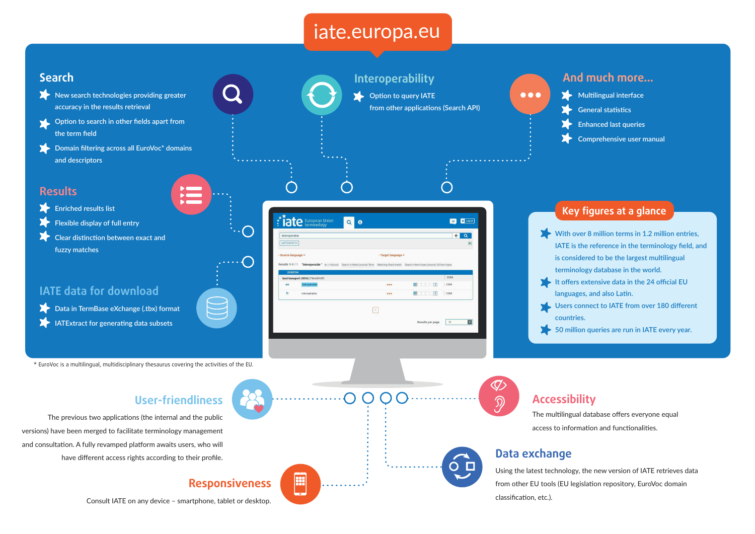# iate.europa.eu

## Search

- New search technologies providing greater accuracy in the results retrieval
- Option to search in other fields apart from the term field
- Domain filtering across all EuroVoc* domains and descriptors

## Interoperability

- Option to query IATE from other applications (Search API)

## And much more...

- Multilingual interface
- General statistics
- Enhanced last queries
- Comprehensive user manual

## Results

- Enriched results list
- Flexible display of full entry
- Clear distinction between exact and fuzzy matches

## IATE data for download

- Data in TermBase eXchange (.tbx) format
- IATExtract for generating data subsets

## Key figures at a glance

- With over 8 million terms in 1.2 million entries, IATE is the reference in the terminology field, and is considered to be the largest multilingual terminology database in the world.
- It offers extensive data in the 24 official EU languages, and also Latin.
- Users connect to IATE from over 180 different countries.
- 50 million queries are run in IATE every year.

* EuroVoc is a multilingual, multidisciplinary thesaurus covering the activities of the EU.

## User-friendliness

The previous two applications (the internal and the public versions) have been merged to facilitate terminology management and consultation. A fully revamped platform awaits users, who will have different access rights according to their profile.

## Accessibility

The multilingual database offers everyone equal access to information and functionalities.

## Data exchange

Using the latest technology, the new version of IATE retrieves data from other EU tools (EU legislation repository, EuroVoc domain classification, etc.).

## Responsiveness

Consult IATE on any device – smartphone, tablet or desktop.